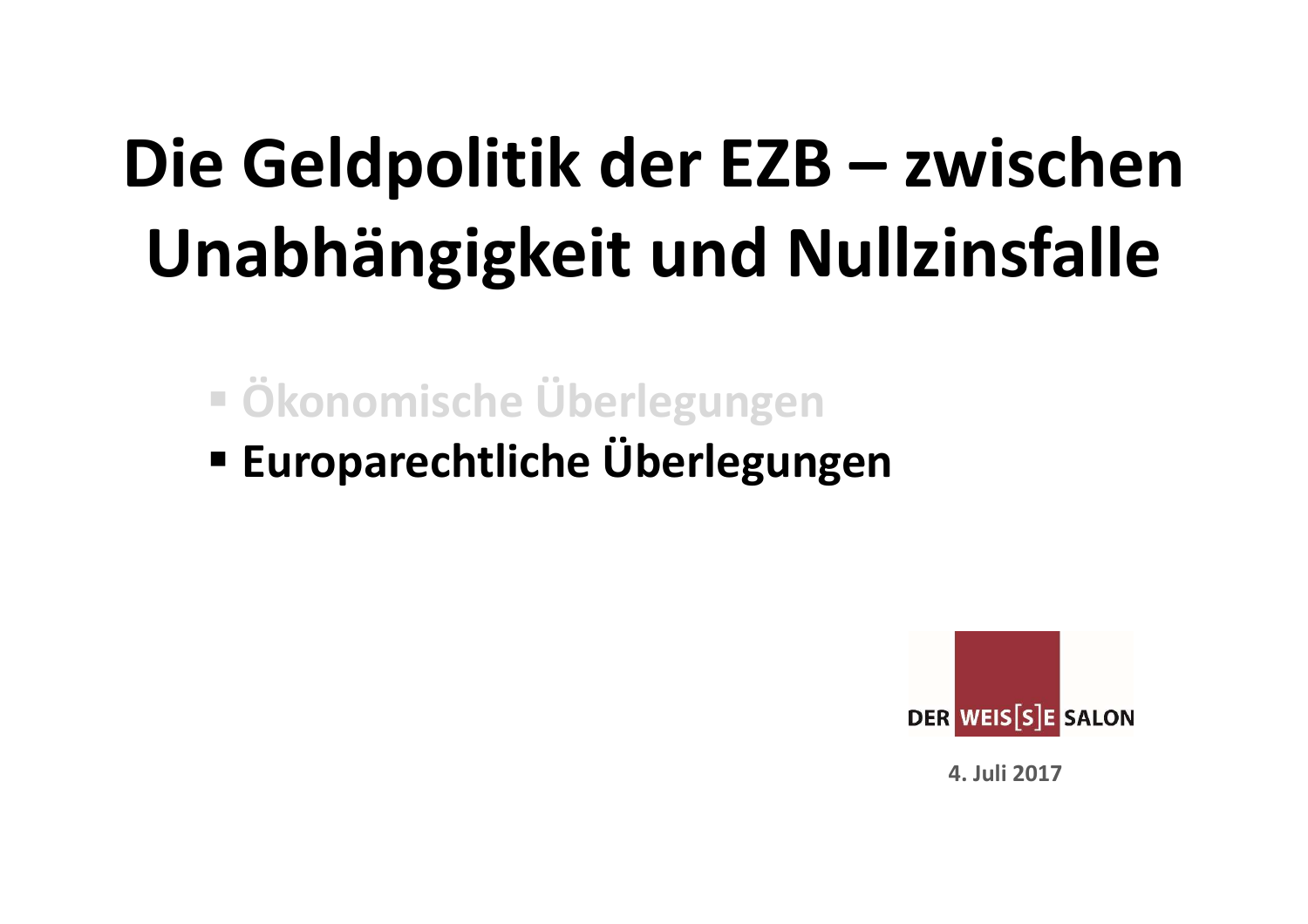# Die Geldpolitik der EZB – zwischen Unabhängigkeit und Nullzinsfalle

- Ökonomische Überlegungen
- **Europarechtliche Überlegungen**

DER WEIS[S]E SALON

4. Juli 2017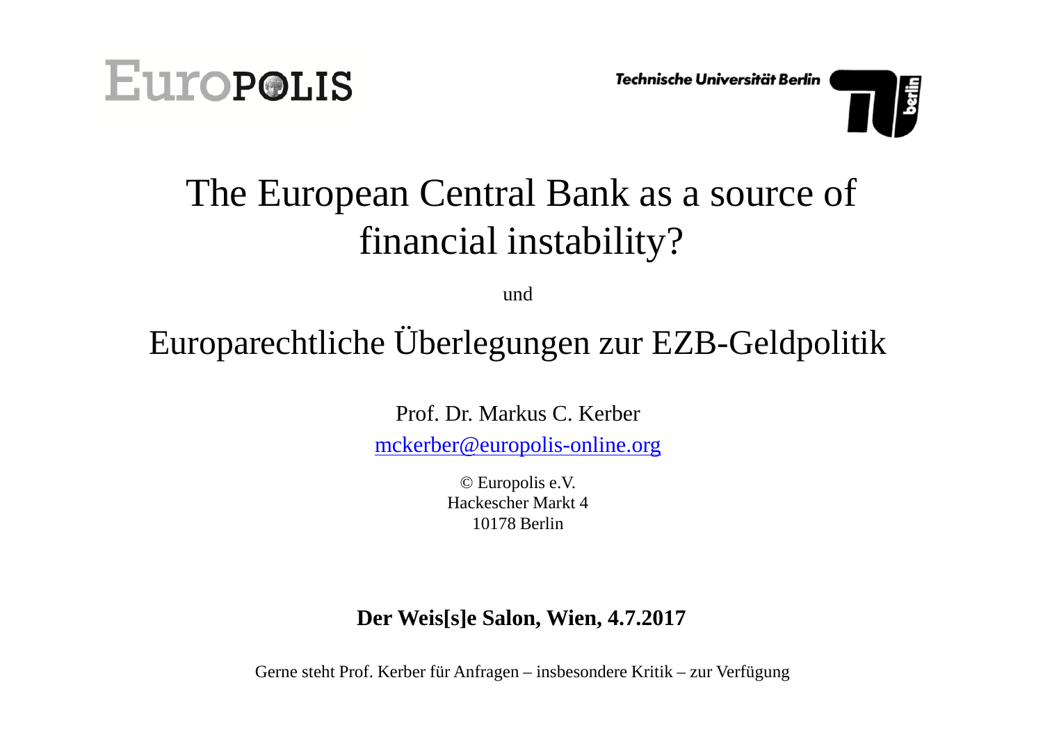EUROPOLIS

Technische Universität Berlin

# The European Central Bank as a source of financial instability?

und

# Europarechtliche Überlegungen zur EZB-Geldpolitik

Prof. Dr. Markus C. Kerber

mckerber@europolis-online.org

© Europolis e.V.
Hackescher Markt 4
10178 Berlin

**Der Weis[s]e Salon, Wien, 4.7.2017**

Gerne steht Prof. Kerber für Anfragen – insbesondere Kritik – zur Verfügung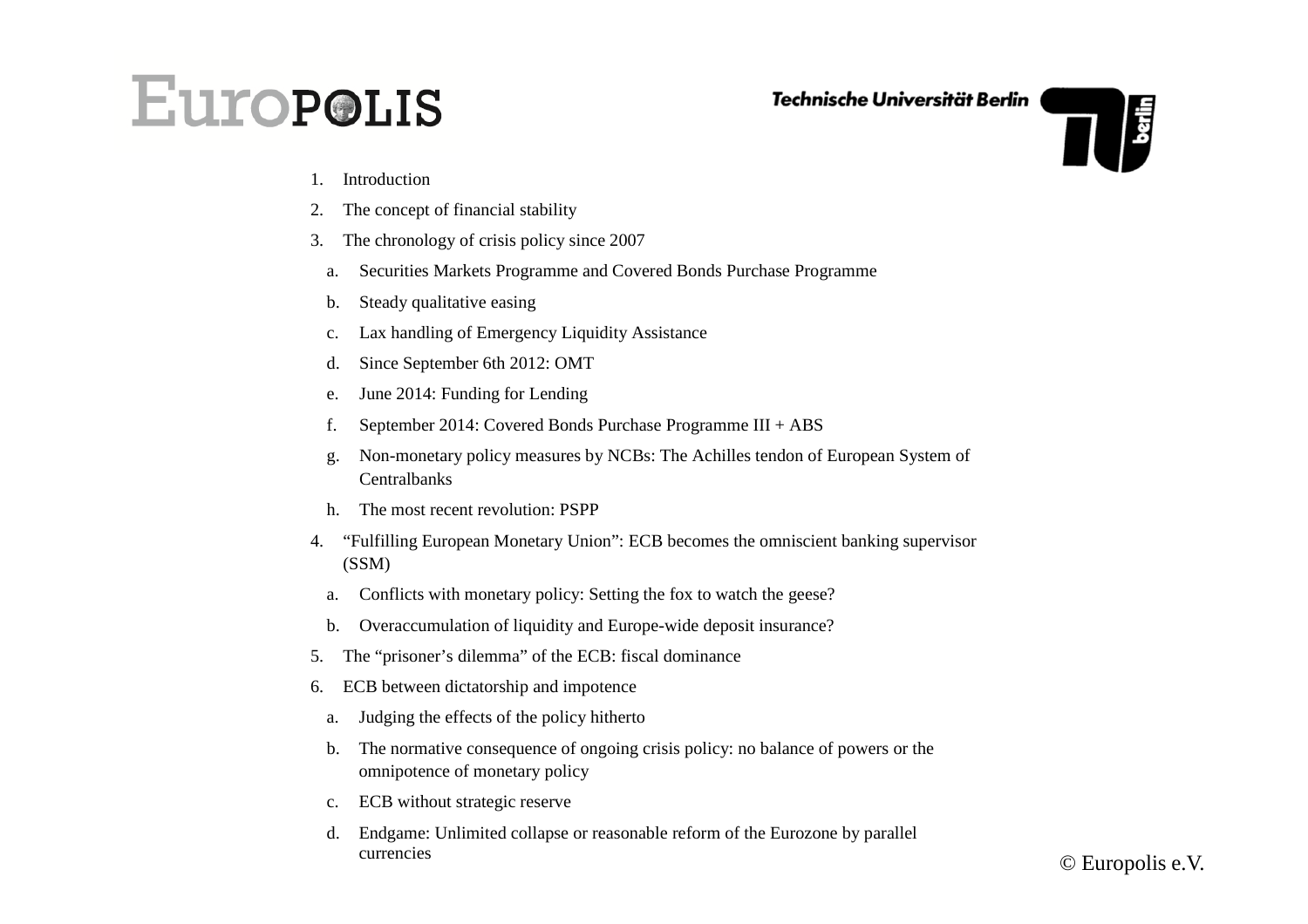1. Introduction
2. The concept of financial stability
3. The chronology of crisis policy since 2007
   a. Securities Markets Programme and Covered Bonds Purchase Programme
   b. Steady qualitative easing
   c. Lax handling of Emergency Liquidity Assistance
   d. Since September 6th 2012: OMT
   e. June 2014: Funding for Lending
   f. September 2014: Covered Bonds Purchase Programme III + ABS
   g. Non-monetary policy measures by NCBs: The Achilles tendon of European System of Centralbanks
   h. The most recent revolution: PSPP
4. "Fulfilling European Monetary Union": ECB becomes the omniscient banking supervisor (SSM)
   a. Conflicts with monetary policy: Setting the fox to watch the geese?
   b. Overaccumulation of liquidity and Europe-wide deposit insurance?
5. The "prisoner's dilemma" of the ECB: fiscal dominance
6. ECB between dictatorship and impotence
   a. Judging the effects of the policy hitherto
   b. The normative consequence of ongoing crisis policy: no balance of powers or the omnipotence of monetary policy
   c. ECB without strategic reserve
   d. Endgame: Unlimited collapse or reasonable reform of the Eurozone by parallel currencies

© Europolis e.V.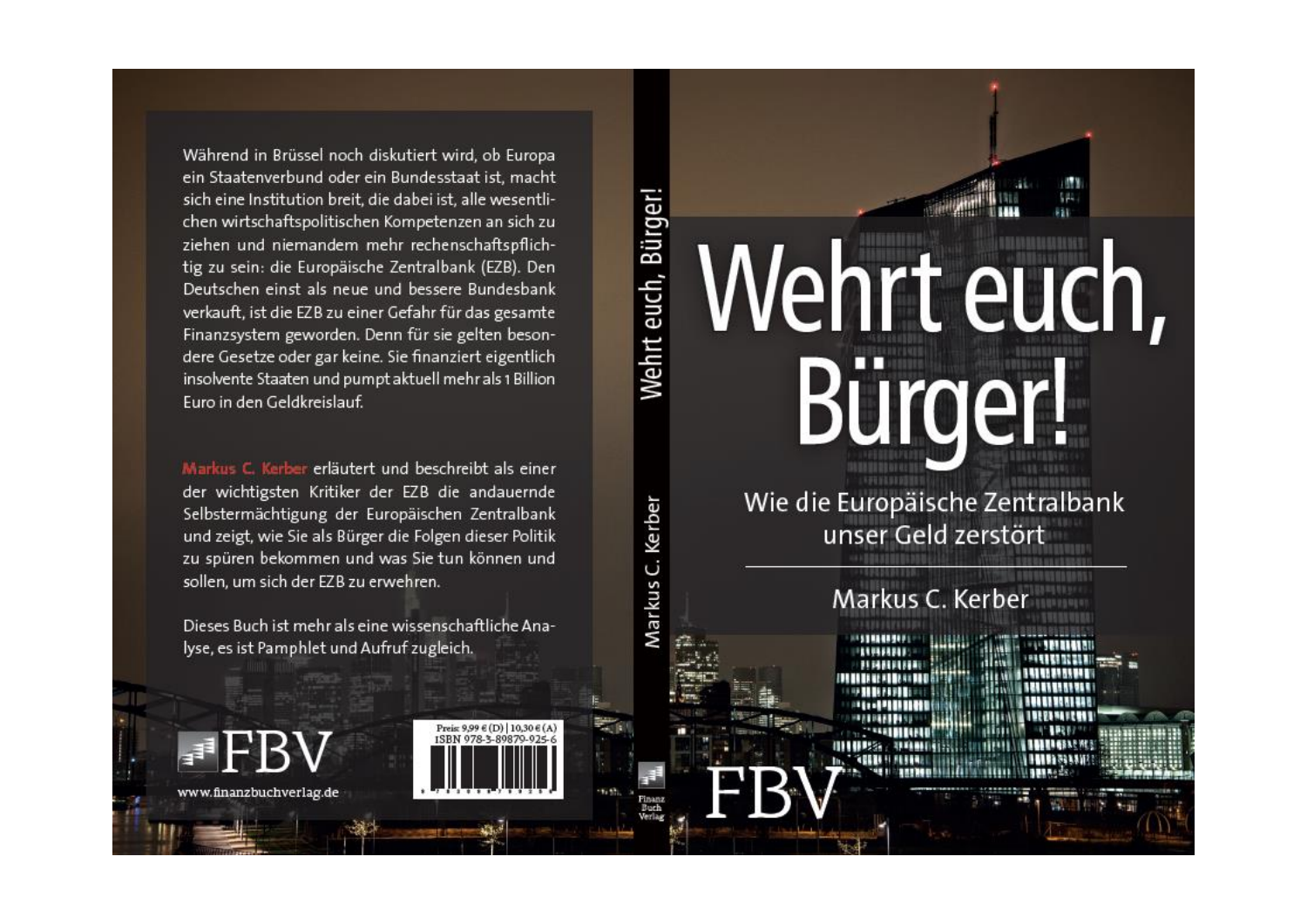Während in Brüssel noch diskutiert wird, ob Europa ein Staatenverbund oder ein Bundesstaat ist, macht sich eine Institution breit, die dabei ist, alle wesentlichen wirtschaftspolitischen Kompetenzen an sich zu ziehen und niemandem mehr rechenschaftspflichtig zu sein: die Europäische Zentralbank (EZB). Den Deutschen einst als neue und bessere Bundesbank verkauft, ist die EZB zu einer Gefahr für das gesamte Finanzsystem geworden. Denn für sie gelten besondere Gesetze oder gar keine. Sie finanziert eigentlich insolvente Staaten und pumpt aktuell mehr als 1 Billion Euro in den Geldkreislauf.

**Markus C. Kerber** erläutert und beschreibt als einer der wichtigsten Kritiker der EZB die andauernde Selbstermächtigung der Europäischen Zentralbank und zeigt, wie Sie als Bürger die Folgen dieser Politik zu spüren bekommen und was Sie tun können und sollen, um sich der EZB zu erwehren.

Dieses Buch ist mehr als eine wissenschaftliche Analyse, es ist Pamphlet und Aufruf zugleich.

FBV

www.finanzbuchverlag.de

Preis: 9,99 € (D) | 10,30 € (A)
ISBN 978-3-89879-925-6

Wehrt euch, Bürger!

Markus C. Kerber

Finanz Buch Verlag

# Wehrt euch, Bürger!

## Wie die Europäische Zentralbank unser Geld zerstört

Markus C. Kerber

FBV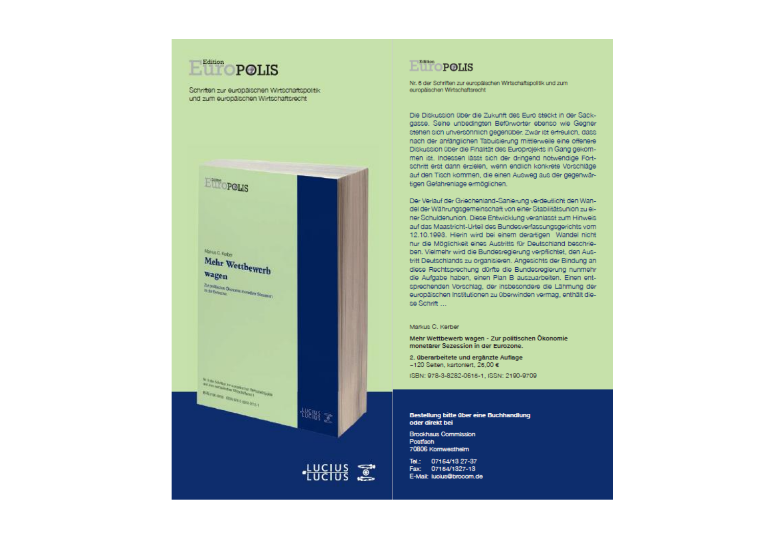# Edition EuroPOLIS

Schriften zur europäischen Wirtschaftspolitik und zum europäischen Wirtschaftsrecht

LUCIUS LUCIUS

## Edition EuroPOLIS

Nr. 6 der Schriften zur europäischen Wirtschaftspolitik und zum europäischen Wirtschaftsrecht

Die Diskussion über die Zukunft des Euro steckt in der Sackgasse. Seine unbedingten Befürworter ebenso wie Gegner stehen sich unversöhnlich gegenüber. Zwar ist erfreulich, dass nach der anfänglichen Tabuisierung mittlerweile eine offenere Diskussion über die Finalität des Europrojekts in Gang gekommen ist. Indessen lässt sich der dringend notwendige Fortschritt erst dann erzielen, wenn endlich konkrete Vorschläge auf den Tisch kommen, die einen Ausweg aus der gegenwärtigen Gefahrenlage ermöglichen.

Der Verlauf der Griechenland-Sanierung verdeutlicht den Wandel der Währungsgemeinschaft von einer Stabilitätsunion zu einer Schuldenunion. Diese Entwicklung veranlasst zum Hinweis auf das Maastricht-Urteil des Bundesverfassungsgerichts vom 12.10.1993. Hierin wird bei einem derartigen Wandel nicht nur die Möglichkeit eines Austritts für Deutschland beschrieben. Vielmehr wird die Bundesregierung verpflichtet, den Austritt Deutschlands zu organisieren. Angesichts der Bindung an diese Rechtsprechung dürfte die Bundesregierung nunmehr die Aufgabe haben, einen Plan B auszuarbeiten. Einen entsprechenden Vorschlag, der insbesondere die Lähmung der europäischen Institutionen zu überwinden vermag, enthält diese Schrift ...

Markus C. Kerber

**Mehr Wettbewerb wagen - Zur politischen Ökonomie monetärer Sezession in der Eurozone.**

**2. überarbeitete und ergänzte Auflage**
~120 Seiten, kartoniert, 26,00 €

ISBN: 978-3-8282-0616-1, ISSN: 2190-9709

**Bestellung bitte über eine Buchhandlung oder direkt bei**

Brockhaus Commission
Postfach
70806 Kornwestheim

Tel.: 07154/13 27-37
Fax: 07154/1327-13
E-Mail: lucius@brocom.de